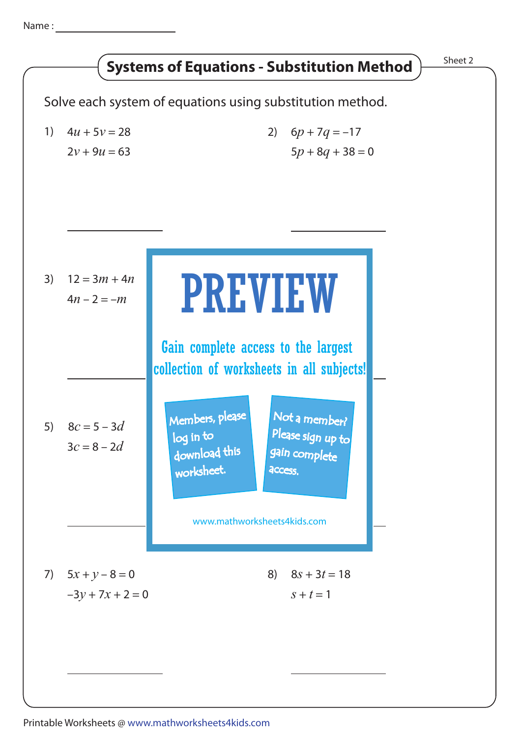Name : ____________________

# Systems of Equations - Substitution Method

Sheet 2

Solve each system of equations using substitution method.

1) $4u + 5v = 28$
$2v + 9u = 63$

_______________

2) $6p + 7q = -17$
$5p + 8q + 38 = 0$

_______________

3) $12 = 3m + 4n$
$4n - 2 = -m$

_______________

5) $8c = 5 - 3d$
$3c = 8 - 2d$

_______________

PREVIEW

Gain complete access to the largest collection of worksheets in all subjects!

Members, please log in to download this worksheet.

Not a member? Please sign up to gain complete access.

www.mathworksheets4kids.com

7) $5x + y - 8 = 0$
$-3y + 7x + 2 = 0$

_______________

8) $8s + 3t = 18$
$s + t = 1$

_______________

Printable Worksheets @ www.mathworksheets4kids.com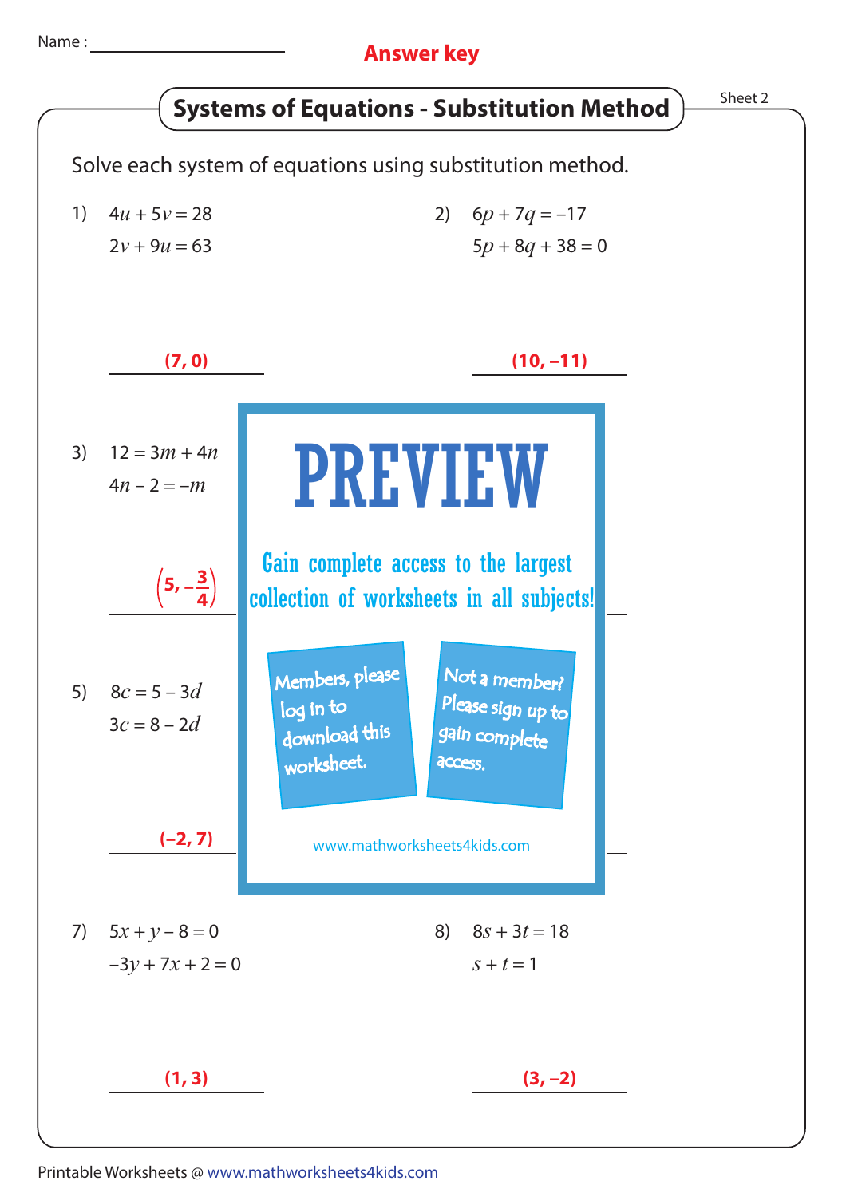Name : ____________________

**Answer key**

# Systems of Equations - Substitution Method

Sheet 2

Solve each system of equations using substitution method.

1) $4u + 5v = 28$

$2v + 9u = 63$

**(7, 0)**

2) $6p + 7q = -17$

$5p + 8q + 38 = 0$

**(10, –11)**

3) $12 = 3m + 4n$

$4n - 2 = -m$

$\left(5, -\frac{3}{4}\right)$

PREVIEW

Gain complete access to the largest collection of worksheets in all subjects!

Members, please log in to download this worksheet.

Not a member? Please sign up to gain complete access.

www.mathworksheets4kids.com

5) $8c = 5 - 3d$

$3c = 8 - 2d$

**(–2, 7)**

7) $5x + y - 8 = 0$

$-3y + 7x + 2 = 0$

**(1, 3)**

8) $8s + 3t = 18$

$s + t = 1$

**(3, –2)**

Printable Worksheets @ www.mathworksheets4kids.com